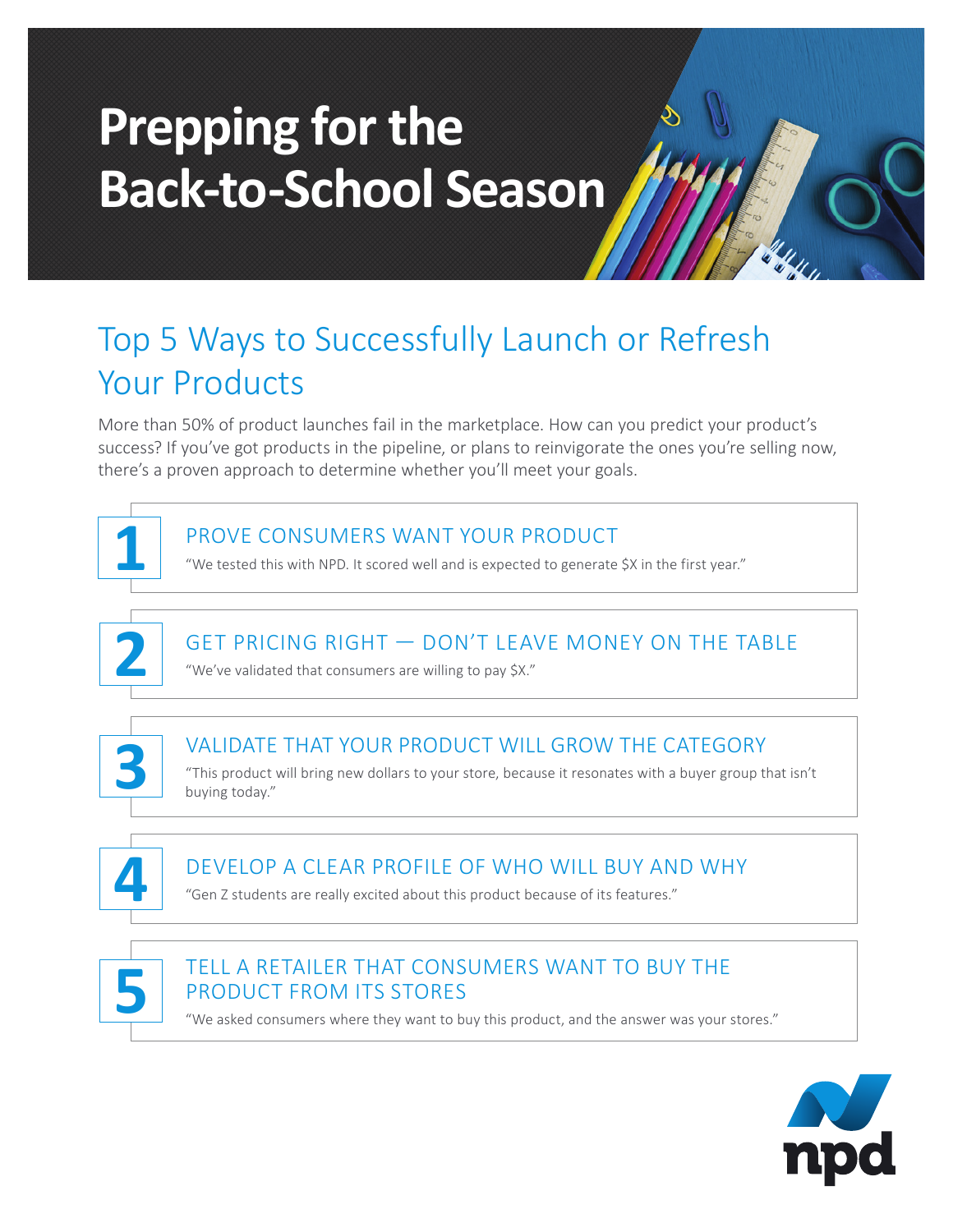# Prepping for the Back-to-School Season

## Top 5 Ways to Successfully Launch or Refresh Your Products

More than 50% of product launches fail in the marketplace. How can you predict your product's success? If you've got products in the pipeline, or plans to reinvigorate the ones you're selling now, there's a proven approach to determine whether you'll meet your goals.

### 1 PROVE CONSUMERS WANT YOUR PRODUCT

"We tested this with NPD. It scored well and is expected to generate $X in the first year."

### 2 GET PRICING RIGHT — DON'T LEAVE MONEY ON THE TABLE

"We've validated that consumers are willing to pay $X."

### 3 VALIDATE THAT YOUR PRODUCT WILL GROW THE CATEGORY

"This product will bring new dollars to your store, because it resonates with a buyer group that isn't buying today."

### 4 DEVELOP A CLEAR PROFILE OF WHO WILL BUY AND WHY

"Gen Z students are really excited about this product because of its features."

### 5 TELL A RETAILER THAT CONSUMERS WANT TO BUY THE PRODUCT FROM ITS STORES

"We asked consumers where they want to buy this product, and the answer was your stores."

npd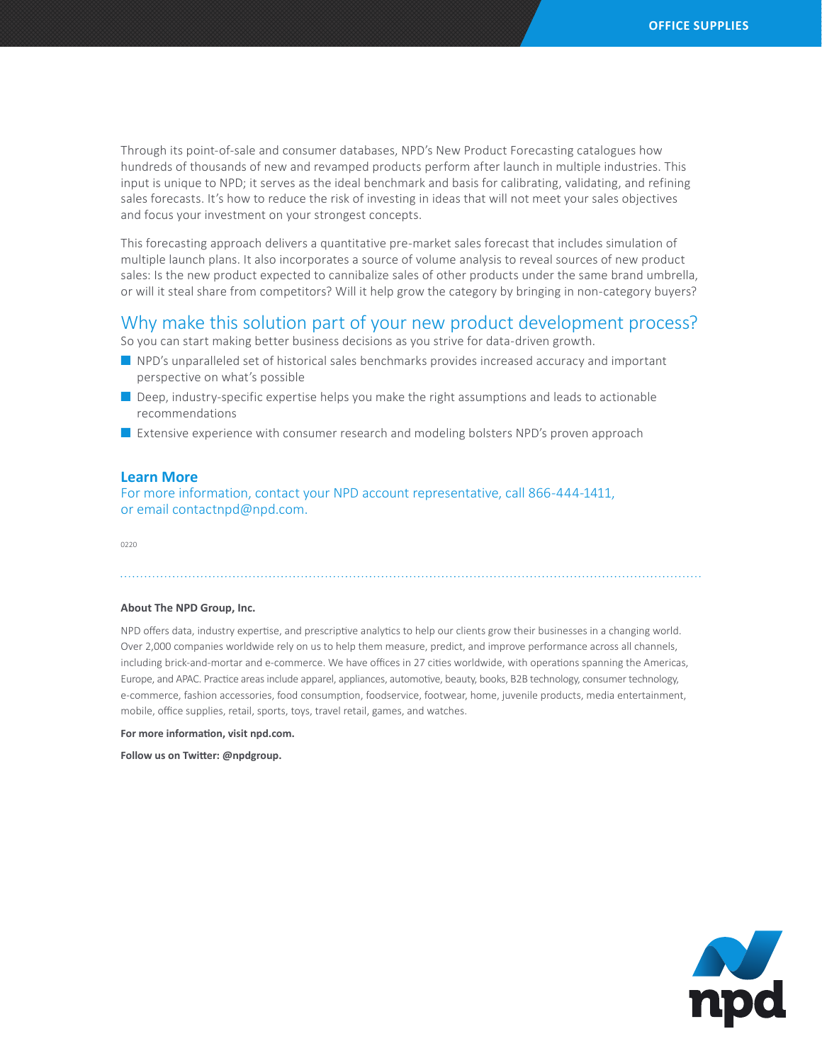Through its point-of-sale and consumer databases, NPD's New Product Forecasting catalogues how hundreds of thousands of new and revamped products perform after launch in multiple industries. This input is unique to NPD; it serves as the ideal benchmark and basis for calibrating, validating, and refining sales forecasts. It's how to reduce the risk of investing in ideas that will not meet your sales objectives and focus your investment on your strongest concepts.

This forecasting approach delivers a quantitative pre-market sales forecast that includes simulation of multiple launch plans. It also incorporates a source of volume analysis to reveal sources of new product sales: Is the new product expected to cannibalize sales of other products under the same brand umbrella, or will it steal share from competitors? Will it help grow the category by bringing in non-category buyers?

## Why make this solution part of your new product development process?

So you can start making better business decisions as you strive for data-driven growth.

- NPD's unparalleled set of historical sales benchmarks provides increased accuracy and important perspective on what's possible
- Deep, industry-specific expertise helps you make the right assumptions and leads to actionable recommendations
- Extensive experience with consumer research and modeling bolsters NPD's proven approach

### Learn More

For more information, contact your NPD account representative, call 866-444-1411, or email contactnpd@npd.com.

0220

**About The NPD Group, Inc.**

NPD offers data, industry expertise, and prescriptive analytics to help our clients grow their businesses in a changing world. Over 2,000 companies worldwide rely on us to help them measure, predict, and improve performance across all channels, including brick-and-mortar and e-commerce. We have offices in 27 cities worldwide, with operations spanning the Americas, Europe, and APAC. Practice areas include apparel, appliances, automotive, beauty, books, B2B technology, consumer technology, e-commerce, fashion accessories, food consumption, foodservice, footwear, home, juvenile products, media entertainment, mobile, office supplies, retail, sports, toys, travel retail, games, and watches.

**For more information, visit npd.com.**

**Follow us on Twitter: @npdgroup.**